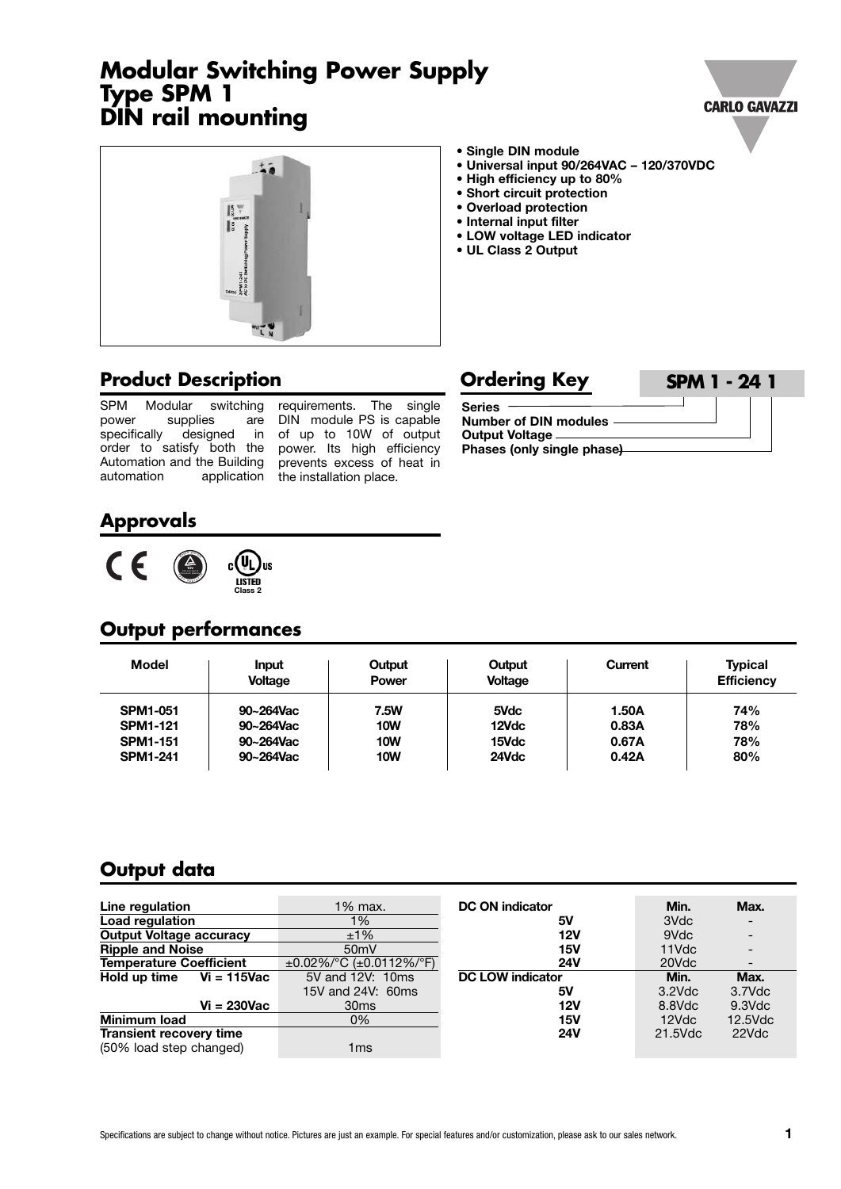# Modular Switching Power Supply
# Type SPM 1
# DIN rail mounting

- **Single DIN module**
- **Universal input 90/264VAC – 120/370VDC**
- **High efficiency up to 80%**
- **Short circuit protection**
- **Overload protection**
- **Internal input filter**
- **LOW voltage LED indicator**
- **UL Class 2 Output**

## Product Description

SPM Modular switching power supplies are specifically designed in order to satisfy both the Automation and the Building automation application requirements. The single DIN module PS is capable of up to 10W of output power. Its high efficiency prevents excess of heat in the installation place.

## Ordering Key

**SPM 1 - 24 1**

- **Series**
- **Number of DIN modules**
- **Output Voltage**
- **Phases (only single phase)**

## Approvals

CE, TÜV, cULus LISTED Class 2

## Output performances

| Model | Input Voltage | Output Power | Output Voltage | Current | Typical Efficiency |
|---|---|---|---|---|---|
| **SPM1-051** | **90~264Vac** | **7.5W** | **5Vdc** | **1.50A** | **74%** |
| **SPM1-121** | **90~264Vac** | **10W** | **12Vdc** | **0.83A** | **78%** |
| **SPM1-151** | **90~264Vac** | **10W** | **15Vdc** | **0.67A** | **78%** |
| **SPM1-241** | **90~264Vac** | **10W** | **24Vdc** | **0.42A** | **80%** |

## Output data

| | |
|---|---|
| **Line regulation** | 1% max. |
| **Load regulation** | 1% |
| **Output Voltage accuracy** | ±1% |
| **Ripple and Noise** | 50mV |
| **Temperature Coefficient** | ±0.02%/°C (±0.0112%/°F) |
| **Hold up time Vi = 115Vac** | 5V and 12V: 10ms<br>15V and 24V: 60ms |
| **Vi = 230Vac** | 30ms |
| **Minimum load** | 0% |
| **Transient recovery time** (50% load step changed) | 1ms |

| **DC ON indicator** | **Min.** | **Max.** |
|---|---|---|
| **5V** | 3Vdc | - |
| **12V** | 9Vdc | - |
| **15V** | 11Vdc | - |
| **24V** | 20Vdc | - |
| **DC LOW indicator** | **Min.** | **Max.** |
| **5V** | 3.2Vdc | 3.7Vdc |
| **12V** | 8.8Vdc | 9.3Vdc |
| **15V** | 12Vdc | 12.5Vdc |
| **24V** | 21.5Vdc | 22Vdc |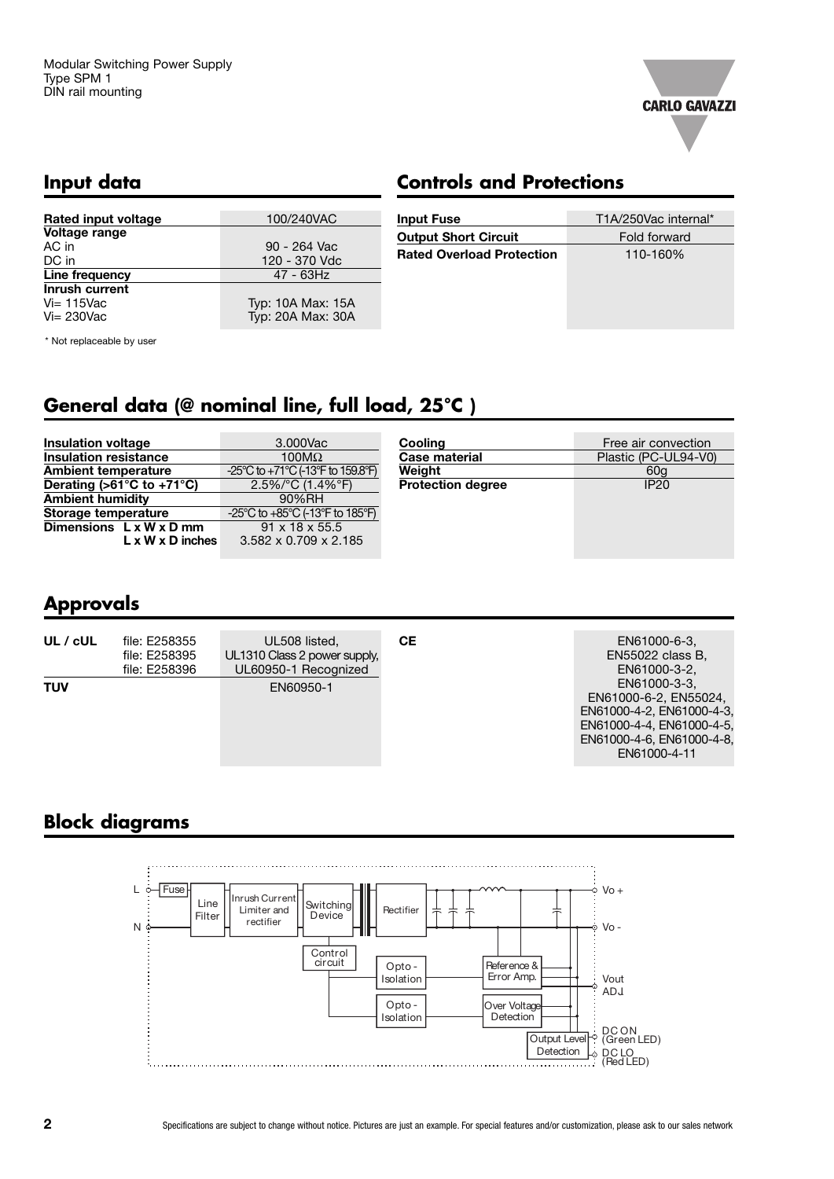## Input data

| Rated input voltage | 100/240VAC |
|---|---|
| **Voltage range** | |
| AC in | 90 - 264 Vac |
| DC in | 120 - 370 Vdc |
| **Line frequency** | 47 - 63Hz |
| **Inrush current** | |
| Vi= 115Vac | Typ: 10A Max: 15A |
| Vi= 230Vac | Typ: 20A Max: 30A |

\* Not replaceable by user

## Controls and Protections

| Input Fuse | T1A/250Vac internal* |
|---|---|
| **Output Short Circuit** | Fold forward |
| **Rated Overload Protection** | 110-160% |

## General data (@ nominal line, full load, 25°C )

| Insulation voltage | 3.000Vac |
|---|---|
| **Insulation resistance** | 100MΩ |
| **Ambient temperature** | -25°C to +71°C (-13°F to 159.8°F) |
| **Derating (>61°C to +71°C)** | 2.5%/°C (1.4%°F) |
| **Ambient humidity** | 90%RH |
| **Storage temperature** | -25°C to +85°C (-13°F to 185°F) |
| **Dimensions L x W x D mm** | 91 x 18 x 55.5 |
| **L x W x D inches** | 3.582 x 0.709 x 2.185 |

| Cooling | Free air convection |
|---|---|
| **Case material** | Plastic (PC-UL94-V0) |
| **Weight** | 60g |
| **Protection degree** | IP20 |

## Approvals

| UL / cUL | file: E258355<br>file: E258395<br>file: E258396 | UL508 listed,<br>UL1310 Class 2 power supply,<br>UL60950-1 Recognized |
|---|---|---|
| **TUV** | | EN60950-1 |

| CE | EN61000-6-3, EN55022 class B, EN61000-3-2, EN61000-3-3, EN61000-6-2, EN55024, EN61000-4-2, EN61000-4-3, EN61000-4-4, EN61000-4-5, EN61000-4-6, EN61000-4-8, EN61000-4-11 |
|---|---|

## Block diagrams

L, N, Fuse, Line Filter, Inrush Current Limiter and rectifier, Switching Device, Rectifier, Control circuit, Opto - Isolation, Opto - Isolation, Reference & Error Amp., Over Voltage Detection, Output Level Detection, Vo +, Vo -, Vout ADJ, DC ON (Green LED), DC LO (Red LED)

Specifications are subject to change without notice. Pictures are just an example. For special features and/or customization, please ask to our sales network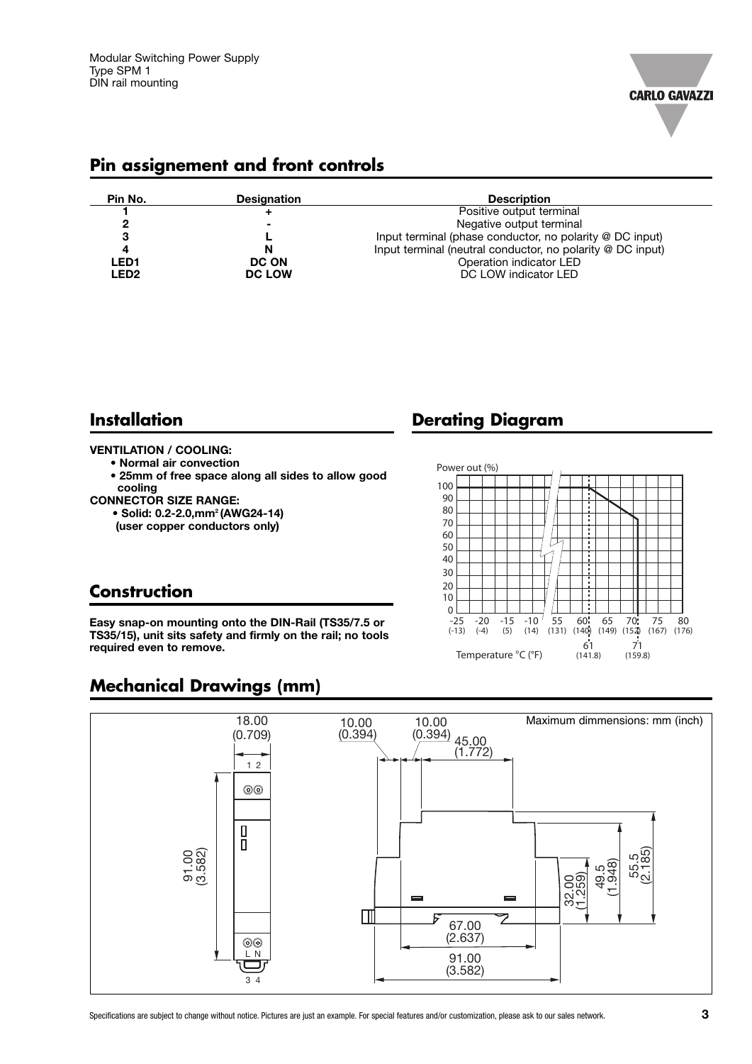## Pin assignement and front controls

| Pin No. | Designation | Description |
|---|---|---|
| 1 | + | Positive output terminal |
| 2 | - | Negative output terminal |
| 3 | L | Input terminal (phase conductor, no polarity @ DC input) |
| 4 | N | Input terminal (neutral conductor, no polarity @ DC input) |
| LED1 | DC ON | Operation indicator LED |
| LED2 | DC LOW | DC LOW indicator LED |

## Installation

**VENTILATION / COOLING:**

- **Normal air convection**
- **25mm of free space along all sides to allow good cooling**

**CONNECTOR SIZE RANGE:**

- **Solid: 0.2-2.0,mm² (AWG24-14) (user copper conductors only)**

## Construction

**Easy snap-on mounting onto the DIN-Rail (TS35/7.5 or TS35/15), unit sits safety and firmly on the rail; no tools required even to remove.**

## Derating Diagram

Power out (%)

100 90 80 70 60 50 40 30 20 10 0

-25 (-13) -20 (-4) -15 (5) -10 (14) 55 (131) 60 (140) 65 (149) 70 (152) 75 (167) 80 (176)

61 (141.8) 71 (159.8)

Temperature °C (°F)

## Mechanical Drawings (mm)

Maximum dimmensions: mm (inch)

18.00 (0.709)

1 2

91.00 (3.582)

L N

3 4

10.00 (0.394) 10.00 (0.394) 45.00 (1.772)

32.00 (1.259) 49.5 (1.948) 55.5 (2.185)

67.00 (2.637)

91.00 (3.582)